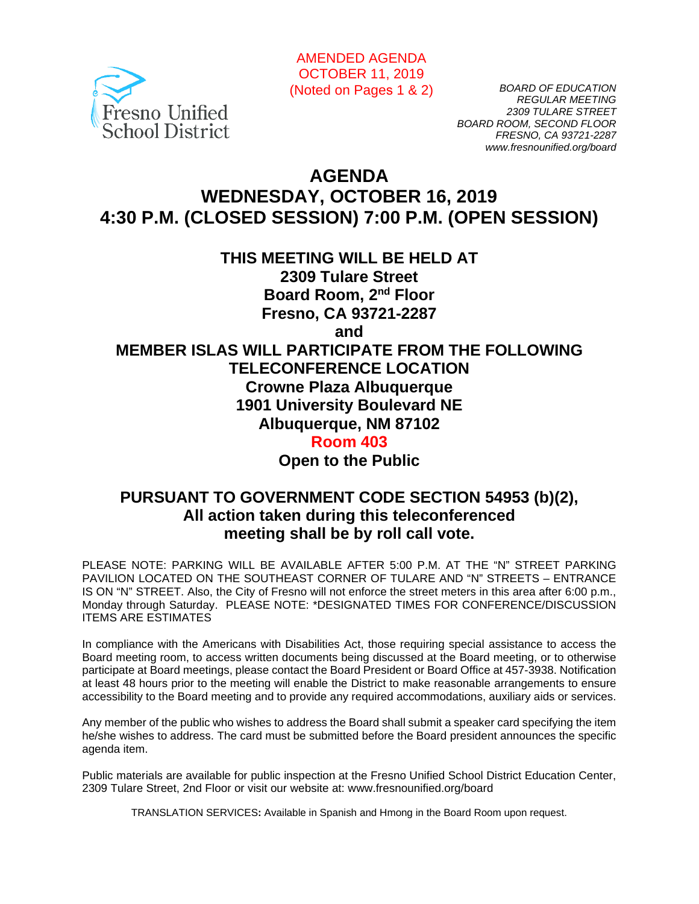Fresno Unified School District

AMENDED AGENDA
OCTOBER 11, 2019
(Noted on Pages 1 & 2)

*BOARD OF EDUCATION*
*REGULAR MEETING*
*2309 TULARE STREET*
*BOARD ROOM, SECOND FLOOR*
*FRESNO, CA 93721-2287*
*www.fresnounified.org/board*

# AGENDA
# WEDNESDAY, OCTOBER 16, 2019
# 4:30 P.M. (CLOSED SESSION) 7:00 P.M. (OPEN SESSION)

**THIS MEETING WILL BE HELD AT**
**2309 Tulare Street**
**Board Room, 2nd Floor**
**Fresno, CA 93721-2287**
**and**
**MEMBER ISLAS WILL PARTICIPATE FROM THE FOLLOWING TELECONFERENCE LOCATION**
**Crowne Plaza Albuquerque**
**1901 University Boulevard NE**
**Albuquerque, NM 87102**
**Room 403**
**Open to the Public**

## PURSUANT TO GOVERNMENT CODE SECTION 54953 (b)(2), All action taken during this teleconferenced meeting shall be by roll call vote.

PLEASE NOTE: PARKING WILL BE AVAILABLE AFTER 5:00 P.M. AT THE "N" STREET PARKING PAVILION LOCATED ON THE SOUTHEAST CORNER OF TULARE AND "N" STREETS – ENTRANCE IS ON "N" STREET. Also, the City of Fresno will not enforce the street meters in this area after 6:00 p.m., Monday through Saturday. PLEASE NOTE: *DESIGNATED TIMES FOR CONFERENCE/DISCUSSION ITEMS ARE ESTIMATES

In compliance with the Americans with Disabilities Act, those requiring special assistance to access the Board meeting room, to access written documents being discussed at the Board meeting, or to otherwise participate at Board meetings, please contact the Board President or Board Office at 457-3938. Notification at least 48 hours prior to the meeting will enable the District to make reasonable arrangements to ensure accessibility to the Board meeting and to provide any required accommodations, auxiliary aids or services.

Any member of the public who wishes to address the Board shall submit a speaker card specifying the item he/she wishes to address. The card must be submitted before the Board president announces the specific agenda item.

Public materials are available for public inspection at the Fresno Unified School District Education Center, 2309 Tulare Street, 2nd Floor or visit our website at: www.fresnounified.org/board

TRANSLATION SERVICES**:** Available in Spanish and Hmong in the Board Room upon request.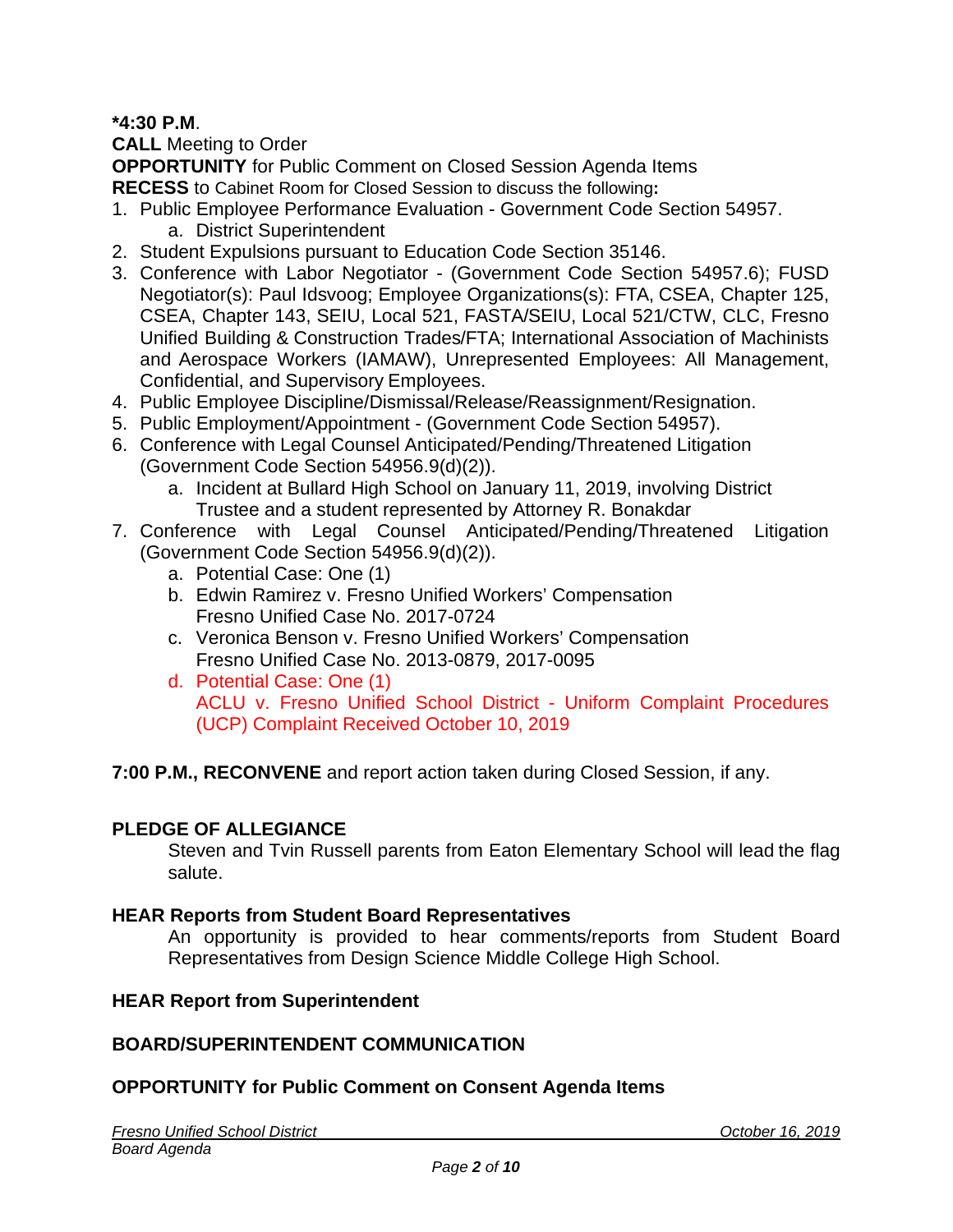**\*4:30 P.M**.

**CALL** Meeting to Order

**OPPORTUNITY** for Public Comment on Closed Session Agenda Items

**RECESS** to Cabinet Room for Closed Session to discuss the following**:**

1. Public Employee Performance Evaluation - Government Code Section 54957.
   a. District Superintendent
2. Student Expulsions pursuant to Education Code Section 35146.
3. Conference with Labor Negotiator - (Government Code Section 54957.6); FUSD Negotiator(s): Paul Idsvoog; Employee Organizations(s): FTA, CSEA, Chapter 125, CSEA, Chapter 143, SEIU, Local 521, FASTA/SEIU, Local 521/CTW, CLC, Fresno Unified Building & Construction Trades/FTA; International Association of Machinists and Aerospace Workers (IAMAW), Unrepresented Employees: All Management, Confidential, and Supervisory Employees.
4. Public Employee Discipline/Dismissal/Release/Reassignment/Resignation.
5. Public Employment/Appointment - (Government Code Section 54957).
6. Conference with Legal Counsel Anticipated/Pending/Threatened Litigation (Government Code Section 54956.9(d)(2)).
   a. Incident at Bullard High School on January 11, 2019, involving District Trustee and a student represented by Attorney R. Bonakdar
7. Conference with Legal Counsel Anticipated/Pending/Threatened Litigation (Government Code Section 54956.9(d)(2)).
   a. Potential Case: One (1)
   b. Edwin Ramirez v. Fresno Unified Workers' Compensation Fresno Unified Case No. 2017-0724
   c. Veronica Benson v. Fresno Unified Workers' Compensation Fresno Unified Case No. 2013-0879, 2017-0095
   d. Potential Case: One (1) ACLU v. Fresno Unified School District - Uniform Complaint Procedures (UCP) Complaint Received October 10, 2019

**7:00 P.M., RECONVENE** and report action taken during Closed Session, if any.

**PLEDGE OF ALLEGIANCE**

Steven and Tvin Russell parents from Eaton Elementary School will lead the flag salute.

**HEAR Reports from Student Board Representatives**

An opportunity is provided to hear comments/reports from Student Board Representatives from Design Science Middle College High School.

**HEAR Report from Superintendent**

**BOARD/SUPERINTENDENT COMMUNICATION**

**OPPORTUNITY for Public Comment on Consent Agenda Items**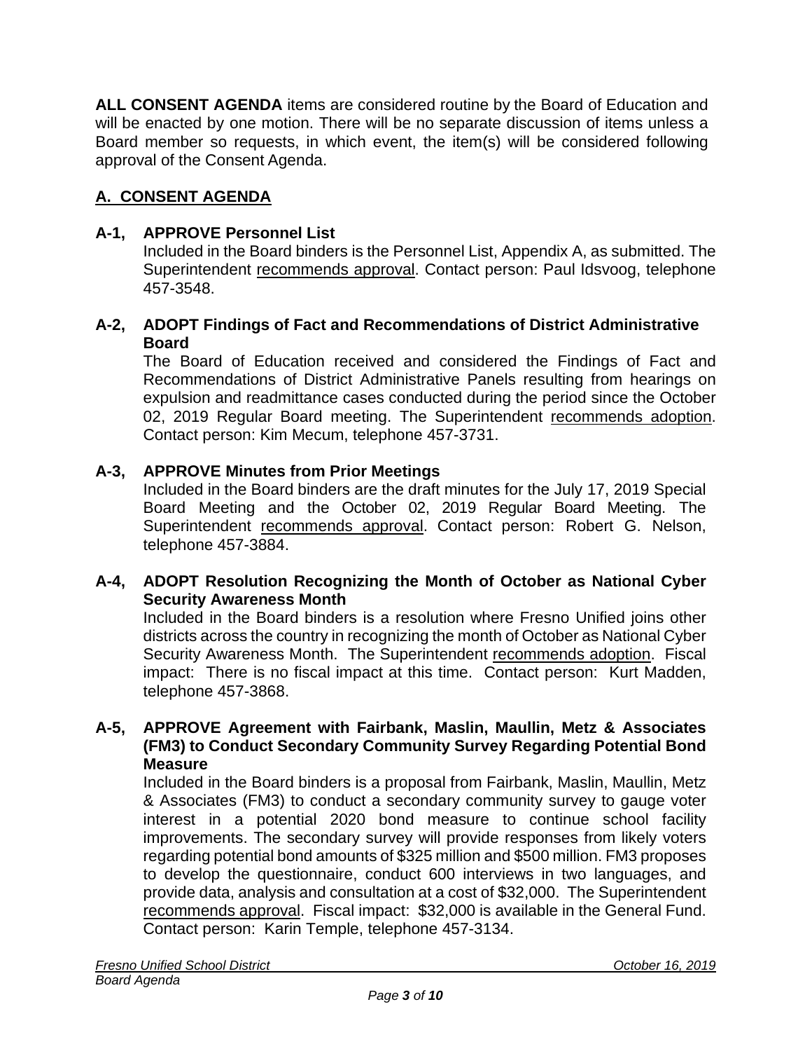**ALL CONSENT AGENDA** items are considered routine by the Board of Education and will be enacted by one motion. There will be no separate discussion of items unless a Board member so requests, in which event, the item(s) will be considered following approval of the Consent Agenda.

## A. CONSENT AGENDA

### A-1, APPROVE Personnel List

Included in the Board binders is the Personnel List, Appendix A, as submitted. The Superintendent recommends approval. Contact person: Paul Idsvoog, telephone 457-3548.

### A-2, ADOPT Findings of Fact and Recommendations of District Administrative Board

The Board of Education received and considered the Findings of Fact and Recommendations of District Administrative Panels resulting from hearings on expulsion and readmittance cases conducted during the period since the October 02, 2019 Regular Board meeting. The Superintendent recommends adoption. Contact person: Kim Mecum, telephone 457-3731.

### A-3, APPROVE Minutes from Prior Meetings

Included in the Board binders are the draft minutes for the July 17, 2019 Special Board Meeting and the October 02, 2019 Regular Board Meeting. The Superintendent recommends approval. Contact person: Robert G. Nelson, telephone 457-3884.

### A-4, ADOPT Resolution Recognizing the Month of October as National Cyber Security Awareness Month

Included in the Board binders is a resolution where Fresno Unified joins other districts across the country in recognizing the month of October as National Cyber Security Awareness Month. The Superintendent recommends adoption. Fiscal impact: There is no fiscal impact at this time. Contact person: Kurt Madden, telephone 457-3868.

### A-5, APPROVE Agreement with Fairbank, Maslin, Maullin, Metz & Associates (FM3) to Conduct Secondary Community Survey Regarding Potential Bond Measure

Included in the Board binders is a proposal from Fairbank, Maslin, Maullin, Metz & Associates (FM3) to conduct a secondary community survey to gauge voter interest in a potential 2020 bond measure to continue school facility improvements. The secondary survey will provide responses from likely voters regarding potential bond amounts of $325 million and $500 million. FM3 proposes to develop the questionnaire, conduct 600 interviews in two languages, and provide data, analysis and consultation at a cost of $32,000. The Superintendent recommends approval. Fiscal impact: $32,000 is available in the General Fund. Contact person: Karin Temple, telephone 457-3134.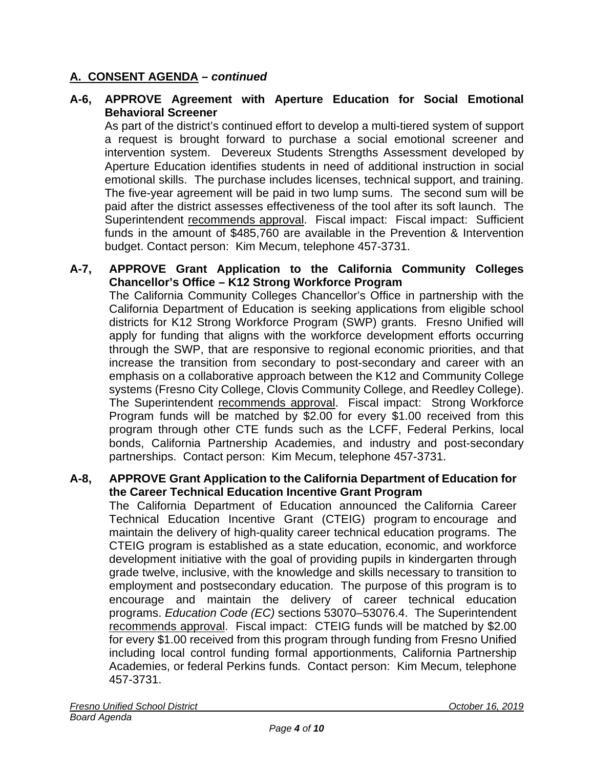## A. CONSENT AGENDA – *continued*

**A-6, APPROVE Agreement with Aperture Education for Social Emotional Behavioral Screener**

As part of the district's continued effort to develop a multi-tiered system of support a request is brought forward to purchase a social emotional screener and intervention system. Devereux Students Strengths Assessment developed by Aperture Education identifies students in need of additional instruction in social emotional skills. The purchase includes licenses, technical support, and training. The five-year agreement will be paid in two lump sums. The second sum will be paid after the district assesses effectiveness of the tool after its soft launch. The Superintendent recommends approval. Fiscal impact: Fiscal impact: Sufficient funds in the amount of $485,760 are available in the Prevention & Intervention budget. Contact person: Kim Mecum, telephone 457-3731.

**A-7, APPROVE Grant Application to the California Community Colleges Chancellor's Office – K12 Strong Workforce Program**

The California Community Colleges Chancellor's Office in partnership with the California Department of Education is seeking applications from eligible school districts for K12 Strong Workforce Program (SWP) grants. Fresno Unified will apply for funding that aligns with the workforce development efforts occurring through the SWP, that are responsive to regional economic priorities, and that increase the transition from secondary to post-secondary and career with an emphasis on a collaborative approach between the K12 and Community College systems (Fresno City College, Clovis Community College, and Reedley College). The Superintendent recommends approval. Fiscal impact: Strong Workforce Program funds will be matched by $2.00 for every $1.00 received from this program through other CTE funds such as the LCFF, Federal Perkins, local bonds, California Partnership Academies, and industry and post-secondary partnerships. Contact person: Kim Mecum, telephone 457-3731.

**A-8, APPROVE Grant Application to the California Department of Education for the Career Technical Education Incentive Grant Program**

The California Department of Education announced the California Career Technical Education Incentive Grant (CTEIG) program to encourage and maintain the delivery of high-quality career technical education programs. The CTEIG program is established as a state education, economic, and workforce development initiative with the goal of providing pupils in kindergarten through grade twelve, inclusive, with the knowledge and skills necessary to transition to employment and postsecondary education. The purpose of this program is to encourage and maintain the delivery of career technical education programs. *Education Code (EC)* sections 53070–53076.4. The Superintendent recommends approval. Fiscal impact: CTEIG funds will be matched by $2.00 for every $1.00 received from this program through funding from Fresno Unified including local control funding formal apportionments, California Partnership Academies, or federal Perkins funds. Contact person: Kim Mecum, telephone 457-3731.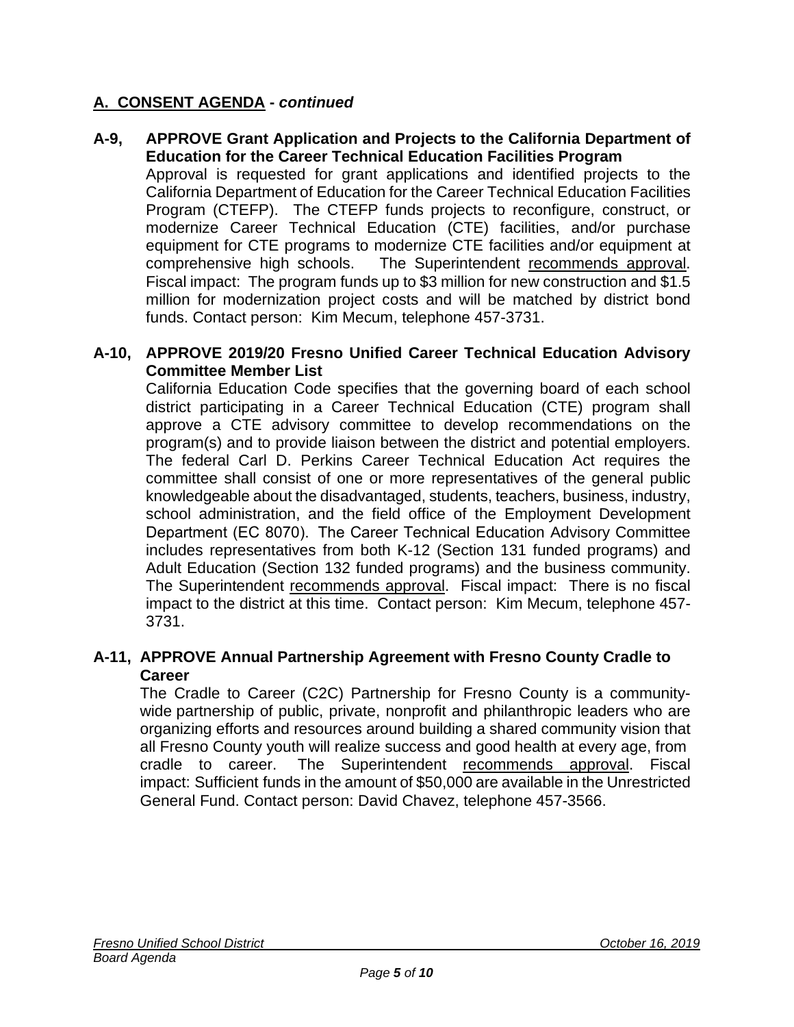## A. CONSENT AGENDA - *continued*

**A-9, APPROVE Grant Application and Projects to the California Department of Education for the Career Technical Education Facilities Program**

Approval is requested for grant applications and identified projects to the California Department of Education for the Career Technical Education Facilities Program (CTEFP). The CTEFP funds projects to reconfigure, construct, or modernize Career Technical Education (CTE) facilities, and/or purchase equipment for CTE programs to modernize CTE facilities and/or equipment at comprehensive high schools. The Superintendent recommends approval. Fiscal impact: The program funds up to $3 million for new construction and $1.5 million for modernization project costs and will be matched by district bond funds. Contact person: Kim Mecum, telephone 457-3731.

**A-10, APPROVE 2019/20 Fresno Unified Career Technical Education Advisory Committee Member List**

California Education Code specifies that the governing board of each school district participating in a Career Technical Education (CTE) program shall approve a CTE advisory committee to develop recommendations on the program(s) and to provide liaison between the district and potential employers. The federal Carl D. Perkins Career Technical Education Act requires the committee shall consist of one or more representatives of the general public knowledgeable about the disadvantaged, students, teachers, business, industry, school administration, and the field office of the Employment Development Department (EC 8070). The Career Technical Education Advisory Committee includes representatives from both K-12 (Section 131 funded programs) and Adult Education (Section 132 funded programs) and the business community. The Superintendent recommends approval. Fiscal impact: There is no fiscal impact to the district at this time. Contact person: Kim Mecum, telephone 457-3731.

**A-11, APPROVE Annual Partnership Agreement with Fresno County Cradle to Career**

The Cradle to Career (C2C) Partnership for Fresno County is a community-wide partnership of public, private, nonprofit and philanthropic leaders who are organizing efforts and resources around building a shared community vision that all Fresno County youth will realize success and good health at every age, from cradle to career. The Superintendent recommends approval. Fiscal impact: Sufficient funds in the amount of $50,000 are available in the Unrestricted General Fund. Contact person: David Chavez, telephone 457-3566.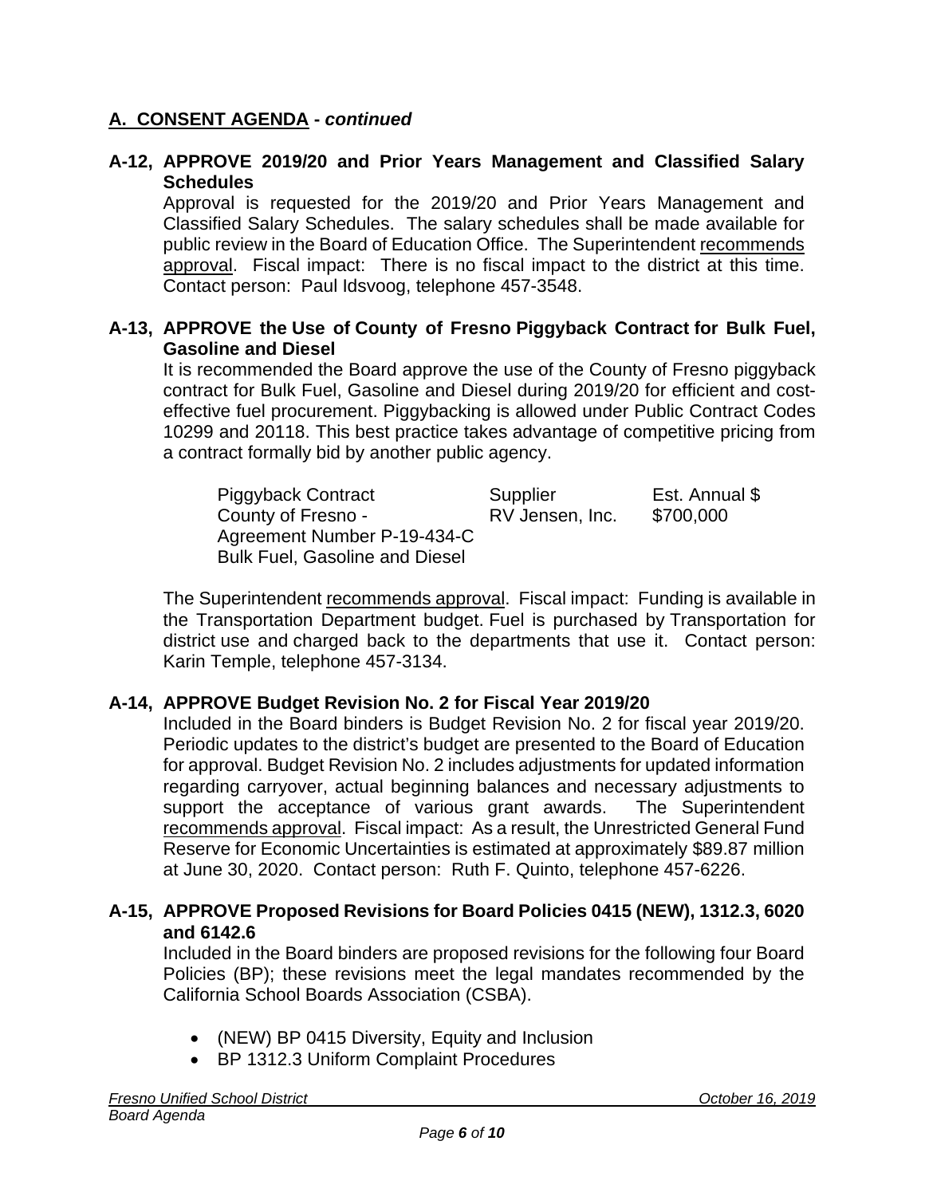## A. CONSENT AGENDA - *continued*

### A-12, APPROVE 2019/20 and Prior Years Management and Classified Salary Schedules

Approval is requested for the 2019/20 and Prior Years Management and Classified Salary Schedules. The salary schedules shall be made available for public review in the Board of Education Office. The Superintendent recommends approval. Fiscal impact: There is no fiscal impact to the district at this time. Contact person: Paul Idsvoog, telephone 457-3548.

### A-13, APPROVE the Use of County of Fresno Piggyback Contract for Bulk Fuel, Gasoline and Diesel

It is recommended the Board approve the use of the County of Fresno piggyback contract for Bulk Fuel, Gasoline and Diesel during 2019/20 for efficient and cost-effective fuel procurement. Piggybacking is allowed under Public Contract Codes 10299 and 20118. This best practice takes advantage of competitive pricing from a contract formally bid by another public agency.

| Piggyback Contract | Supplier | Est. Annual $ |
|---|---|---|
| County of Fresno - Agreement Number P-19-434-C Bulk Fuel, Gasoline and Diesel | RV Jensen, Inc. | $700,000 |

The Superintendent recommends approval. Fiscal impact: Funding is available in the Transportation Department budget. Fuel is purchased by Transportation for district use and charged back to the departments that use it. Contact person: Karin Temple, telephone 457-3134.

### A-14, APPROVE Budget Revision No. 2 for Fiscal Year 2019/20

Included in the Board binders is Budget Revision No. 2 for fiscal year 2019/20. Periodic updates to the district's budget are presented to the Board of Education for approval. Budget Revision No. 2 includes adjustments for updated information regarding carryover, actual beginning balances and necessary adjustments to support the acceptance of various grant awards. The Superintendent recommends approval. Fiscal impact: As a result, the Unrestricted General Fund Reserve for Economic Uncertainties is estimated at approximately $89.87 million at June 30, 2020. Contact person: Ruth F. Quinto, telephone 457-6226.

### A-15, APPROVE Proposed Revisions for Board Policies 0415 (NEW), 1312.3, 6020 and 6142.6

Included in the Board binders are proposed revisions for the following four Board Policies (BP); these revisions meet the legal mandates recommended by the California School Boards Association (CSBA).

- (NEW) BP 0415 Diversity, Equity and Inclusion
- BP 1312.3 Uniform Complaint Procedures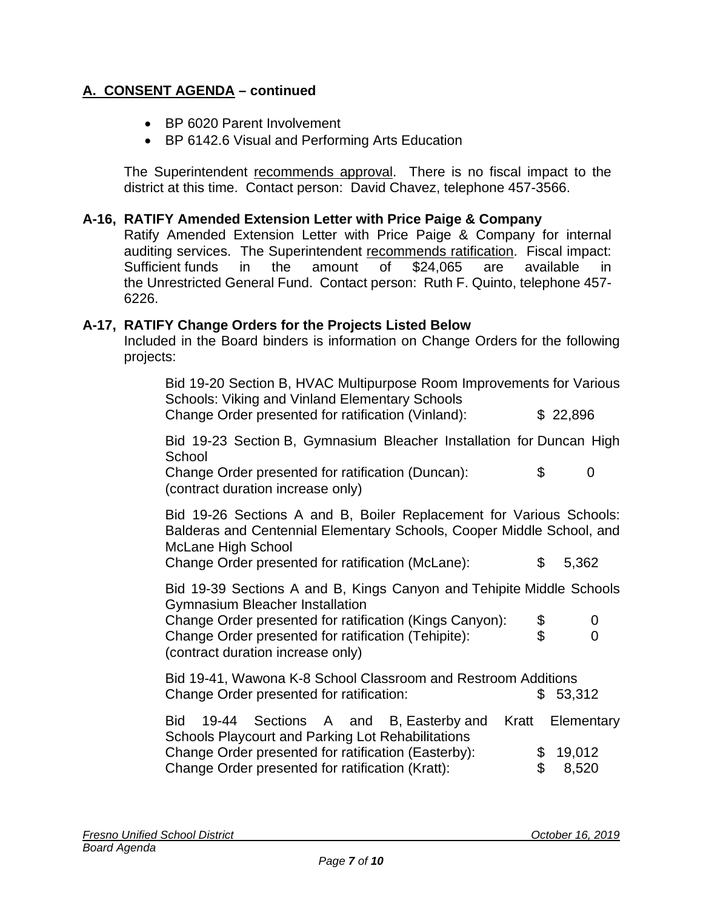## A. CONSENT AGENDA – continued

- BP 6020 Parent Involvement
- BP 6142.6 Visual and Performing Arts Education

The Superintendent recommends approval. There is no fiscal impact to the district at this time. Contact person: David Chavez, telephone 457-3566.

**A-16, RATIFY Amended Extension Letter with Price Paige & Company**

Ratify Amended Extension Letter with Price Paige & Company for internal auditing services. The Superintendent recommends ratification. Fiscal impact: Sufficient funds in the amount of $24,065 are available in the Unrestricted General Fund. Contact person: Ruth F. Quinto, telephone 457-6226.

**A-17, RATIFY Change Orders for the Projects Listed Below**

Included in the Board binders is information on Change Orders for the following projects:

Bid 19-20 Section B, HVAC Multipurpose Room Improvements for Various Schools: Viking and Vinland Elementary Schools
Change Order presented for ratification (Vinland): $ 22,896

Bid 19-23 Section B, Gymnasium Bleacher Installation for Duncan High School
Change Order presented for ratification (Duncan): $ 0
(contract duration increase only)

Bid 19-26 Sections A and B, Boiler Replacement for Various Schools: Balderas and Centennial Elementary Schools, Cooper Middle School, and McLane High School
Change Order presented for ratification (McLane): $ 5,362

Bid 19-39 Sections A and B, Kings Canyon and Tehipite Middle Schools Gymnasium Bleacher Installation
Change Order presented for ratification (Kings Canyon): $ 0
Change Order presented for ratification (Tehipite): $ 0
(contract duration increase only)

Bid 19-41, Wawona K-8 School Classroom and Restroom Additions
Change Order presented for ratification: $ 53,312

Bid 19-44 Sections A and B, Easterby and Kratt Elementary Schools Playcourt and Parking Lot Rehabilitations
Change Order presented for ratification (Easterby): $ 19,012
Change Order presented for ratification (Kratt): $ 8,520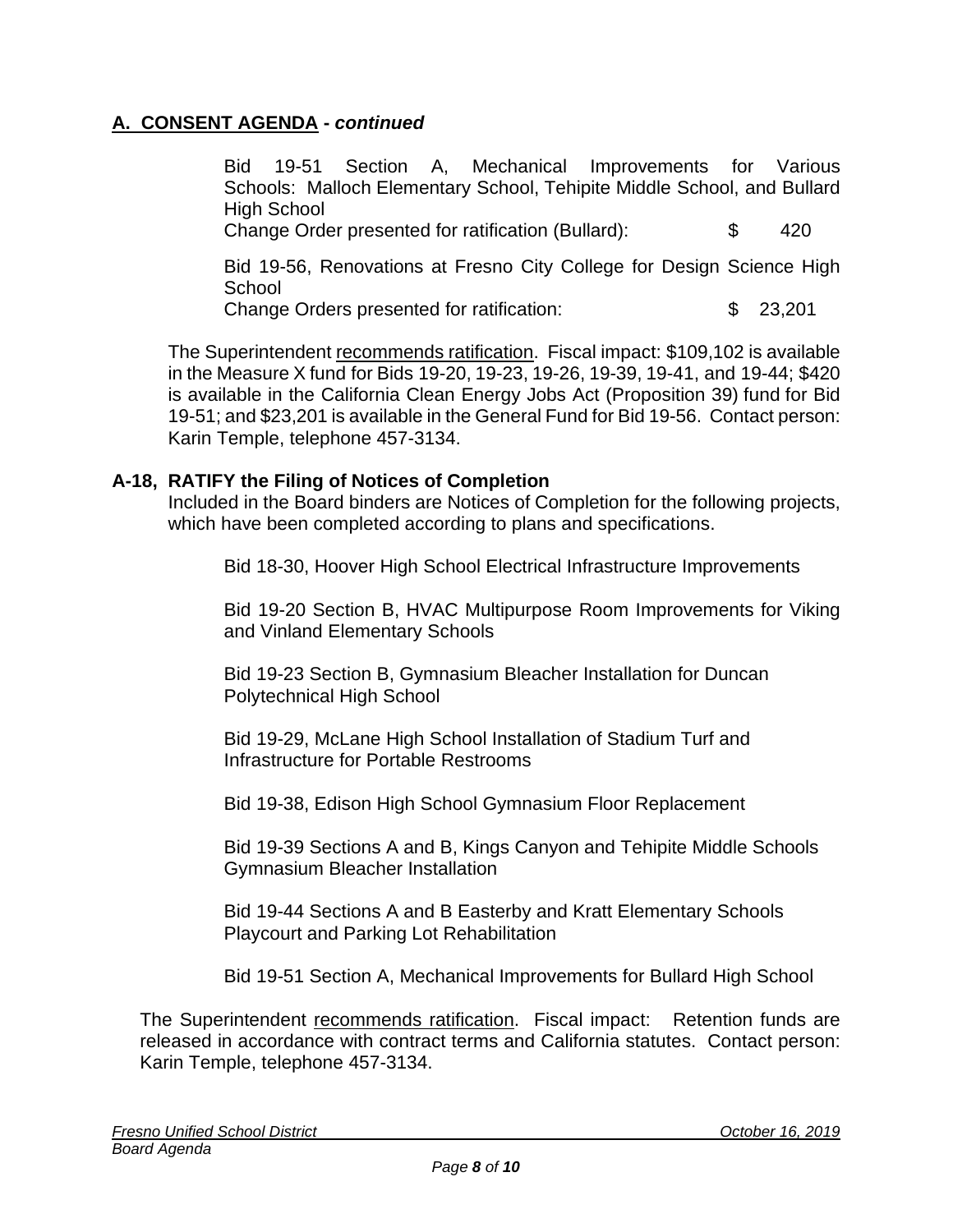## A. CONSENT AGENDA - *continued*

Bid 19-51 Section A, Mechanical Improvements for Various Schools: Malloch Elementary School, Tehipite Middle School, and Bullard High School
Change Order presented for ratification (Bullard): $ 420

Bid 19-56, Renovations at Fresno City College for Design Science High School
Change Orders presented for ratification: $ 23,201

The Superintendent recommends ratification. Fiscal impact: $109,102 is available in the Measure X fund for Bids 19-20, 19-23, 19-26, 19-39, 19-41, and 19-44; $420 is available in the California Clean Energy Jobs Act (Proposition 39) fund for Bid 19-51; and $23,201 is available in the General Fund for Bid 19-56. Contact person: Karin Temple, telephone 457-3134.

### A-18, RATIFY the Filing of Notices of Completion

Included in the Board binders are Notices of Completion for the following projects, which have been completed according to plans and specifications.

Bid 18-30, Hoover High School Electrical Infrastructure Improvements

Bid 19-20 Section B, HVAC Multipurpose Room Improvements for Viking and Vinland Elementary Schools

Bid 19-23 Section B, Gymnasium Bleacher Installation for Duncan Polytechnical High School

Bid 19-29, McLane High School Installation of Stadium Turf and Infrastructure for Portable Restrooms

Bid 19-38, Edison High School Gymnasium Floor Replacement

Bid 19-39 Sections A and B, Kings Canyon and Tehipite Middle Schools Gymnasium Bleacher Installation

Bid 19-44 Sections A and B Easterby and Kratt Elementary Schools Playcourt and Parking Lot Rehabilitation

Bid 19-51 Section A, Mechanical Improvements for Bullard High School

The Superintendent recommends ratification. Fiscal impact: Retention funds are released in accordance with contract terms and California statutes. Contact person: Karin Temple, telephone 457-3134.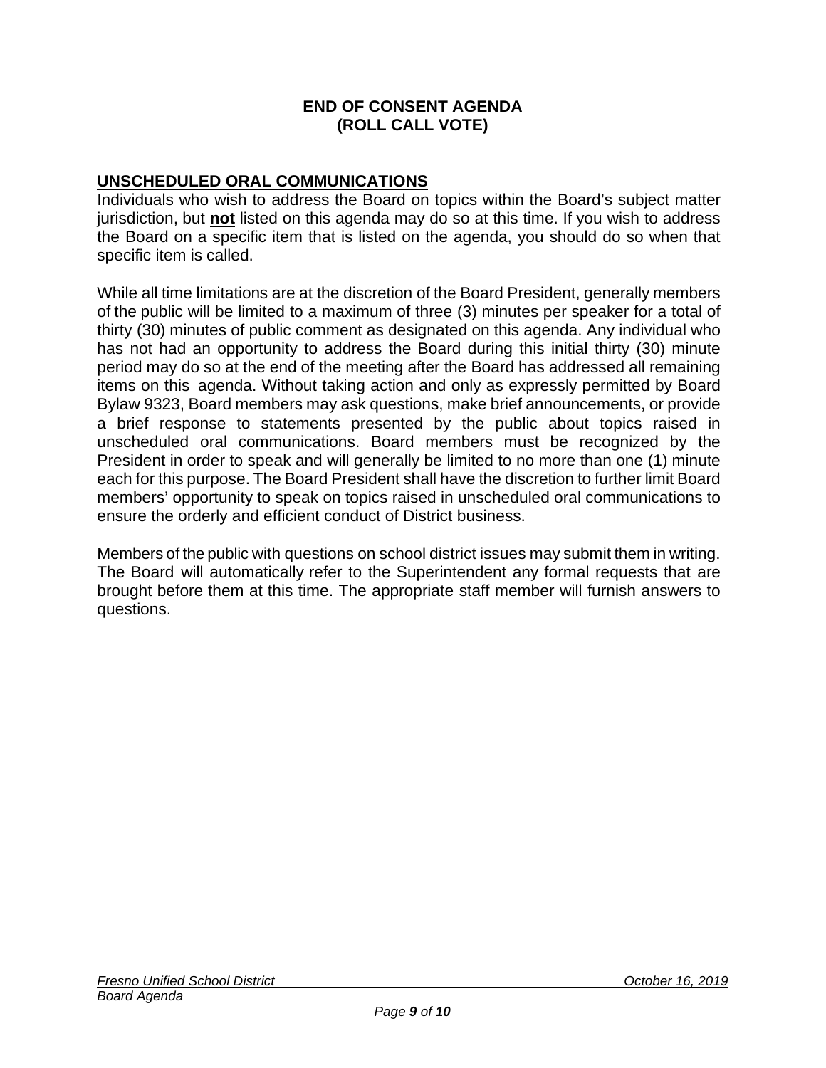**END OF CONSENT AGENDA**
**(ROLL CALL VOTE)**

## UNSCHEDULED ORAL COMMUNICATIONS

Individuals who wish to address the Board on topics within the Board's subject matter jurisdiction, but **not** listed on this agenda may do so at this time. If you wish to address the Board on a specific item that is listed on the agenda, you should do so when that specific item is called.

While all time limitations are at the discretion of the Board President, generally members of the public will be limited to a maximum of three (3) minutes per speaker for a total of thirty (30) minutes of public comment as designated on this agenda. Any individual who has not had an opportunity to address the Board during this initial thirty (30) minute period may do so at the end of the meeting after the Board has addressed all remaining items on this agenda. Without taking action and only as expressly permitted by Board Bylaw 9323, Board members may ask questions, make brief announcements, or provide a brief response to statements presented by the public about topics raised in unscheduled oral communications. Board members must be recognized by the President in order to speak and will generally be limited to no more than one (1) minute each for this purpose. The Board President shall have the discretion to further limit Board members' opportunity to speak on topics raised in unscheduled oral communications to ensure the orderly and efficient conduct of District business.

Members of the public with questions on school district issues may submit them in writing. The Board will automatically refer to the Superintendent any formal requests that are brought before them at this time. The appropriate staff member will furnish answers to questions.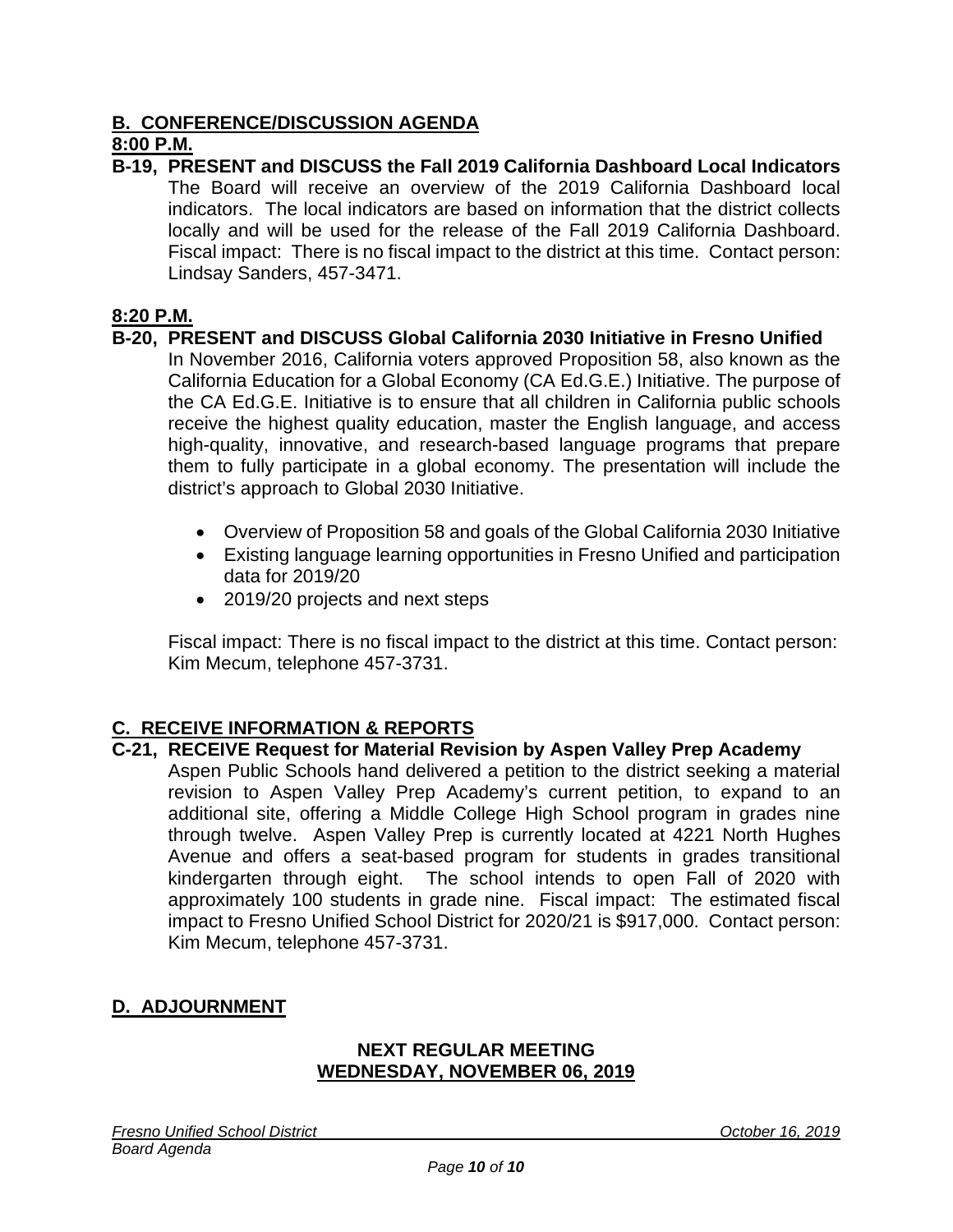## B. CONFERENCE/DISCUSSION AGENDA

**8:00 P.M.**

**B-19, PRESENT and DISCUSS the Fall 2019 California Dashboard Local Indicators**

The Board will receive an overview of the 2019 California Dashboard local indicators. The local indicators are based on information that the district collects locally and will be used for the release of the Fall 2019 California Dashboard. Fiscal impact: There is no fiscal impact to the district at this time. Contact person: Lindsay Sanders, 457-3471.

**8:20 P.M.**

**B-20, PRESENT and DISCUSS Global California 2030 Initiative in Fresno Unified**

In November 2016, California voters approved Proposition 58, also known as the California Education for a Global Economy (CA Ed.G.E.) Initiative. The purpose of the CA Ed.G.E. Initiative is to ensure that all children in California public schools receive the highest quality education, master the English language, and access high-quality, innovative, and research-based language programs that prepare them to fully participate in a global economy. The presentation will include the district's approach to Global 2030 Initiative.

- Overview of Proposition 58 and goals of the Global California 2030 Initiative
- Existing language learning opportunities in Fresno Unified and participation data for 2019/20
- 2019/20 projects and next steps

Fiscal impact: There is no fiscal impact to the district at this time. Contact person: Kim Mecum, telephone 457-3731.

## C. RECEIVE INFORMATION & REPORTS

**C-21, RECEIVE Request for Material Revision by Aspen Valley Prep Academy**

Aspen Public Schools hand delivered a petition to the district seeking a material revision to Aspen Valley Prep Academy's current petition, to expand to an additional site, offering a Middle College High School program in grades nine through twelve. Aspen Valley Prep is currently located at 4221 North Hughes Avenue and offers a seat-based program for students in grades transitional kindergarten through eight. The school intends to open Fall of 2020 with approximately 100 students in grade nine. Fiscal impact: The estimated fiscal impact to Fresno Unified School District for 2020/21 is $917,000. Contact person: Kim Mecum, telephone 457-3731.

## D. ADJOURNMENT

**NEXT REGULAR MEETING**
**WEDNESDAY, NOVEMBER 06, 2019**